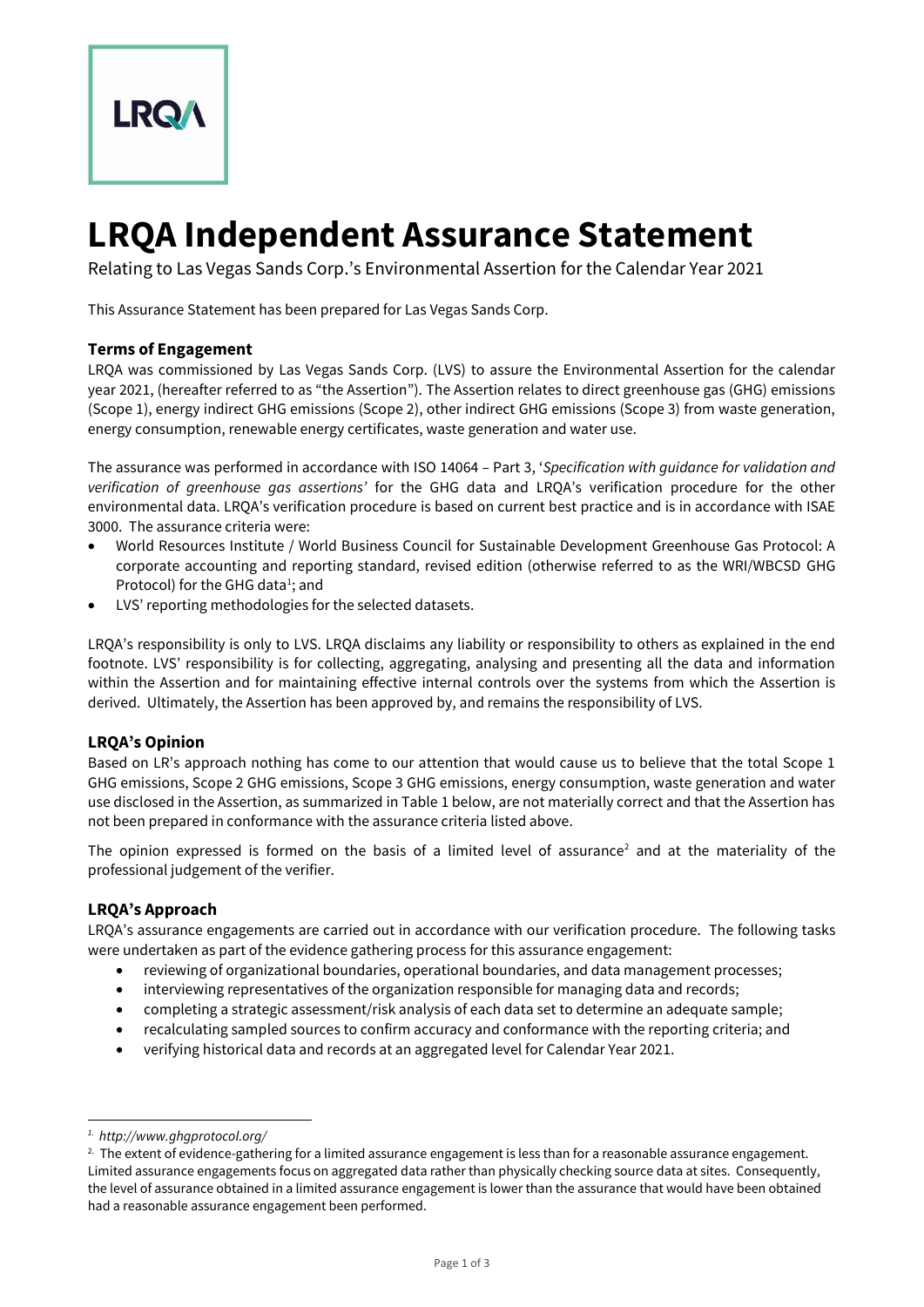# LRQA Independent Assurance Statement

Relating to Las Vegas Sands Corp.'s Environmental Assertion for the Calendar Year 2021

This Assurance Statement has been prepared for Las Vegas Sands Corp.

### Terms of Engagement

LRQA was commissioned by Las Vegas Sands Corp. (LVS) to assure the Environmental Assertion for the calendar year 2021, (hereafter referred to as "the Assertion"). The Assertion relates to direct greenhouse gas (GHG) emissions (Scope 1), energy indirect GHG emissions (Scope 2), other indirect GHG emissions (Scope 3) from waste generation, energy consumption, renewable energy certificates, waste generation and water use.

The assurance was performed in accordance with ISO 14064 – Part 3, '*Specification with guidance for validation and verification of greenhouse gas assertions*' for the GHG data and LRQA's verification procedure for the other environmental data. LRQA's verification procedure is based on current best practice and is in accordance with ISAE 3000. The assurance criteria were:

- World Resources Institute / World Business Council for Sustainable Development Greenhouse Gas Protocol: A corporate accounting and reporting standard, revised edition (otherwise referred to as the WRI/WBCSD GHG Protocol) for the GHG data[1]; and
- LVS' reporting methodologies for the selected datasets.

LRQA's responsibility is only to LVS. LRQA disclaims any liability or responsibility to others as explained in the end footnote. LVS' responsibility is for collecting, aggregating, analysing and presenting all the data and information within the Assertion and for maintaining effective internal controls over the systems from which the Assertion is derived. Ultimately, the Assertion has been approved by, and remains the responsibility of LVS.

### LRQA's Opinion

Based on LR's approach nothing has come to our attention that would cause us to believe that the total Scope 1 GHG emissions, Scope 2 GHG emissions, Scope 3 GHG emissions, energy consumption, waste generation and water use disclosed in the Assertion, as summarized in Table 1 below, are not materially correct and that the Assertion has not been prepared in conformance with the assurance criteria listed above.

The opinion expressed is formed on the basis of a limited level of assurance[2] and at the materiality of the professional judgement of the verifier.

### LRQA's Approach

LRQA's assurance engagements are carried out in accordance with our verification procedure. The following tasks were undertaken as part of the evidence gathering process for this assurance engagement:

- reviewing of organizational boundaries, operational boundaries, and data management processes;
- interviewing representatives of the organization responsible for managing data and records;
- completing a strategic assessment/risk analysis of each data set to determine an adequate sample;
- recalculating sampled sources to confirm accuracy and conformance with the reporting criteria; and
- verifying historical data and records at an aggregated level for Calendar Year 2021.

---

[1] *http://www.ghgprotocol.org/*

[2] The extent of evidence-gathering for a limited assurance engagement is less than for a reasonable assurance engagement. Limited assurance engagements focus on aggregated data rather than physically checking source data at sites. Consequently, the level of assurance obtained in a limited assurance engagement is lower than the assurance that would have been obtained had a reasonable assurance engagement been performed.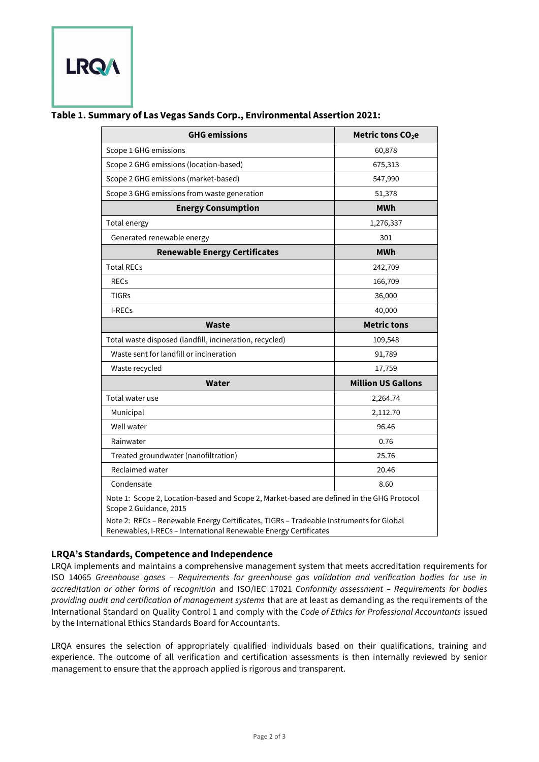**Table 1. Summary of Las Vegas Sands Corp., Environmental Assertion 2021:**

| GHG emissions | Metric tons $CO_2e$ |
|---|---|
| Scope 1 GHG emissions | 60,878 |
| Scope 2 GHG emissions (location-based) | 675,313 |
| Scope 2 GHG emissions (market-based) | 547,990 |
| Scope 3 GHG emissions from waste generation | 51,378 |
| **Energy Consumption** | **MWh** |
| Total energy | 1,276,337 |
| Generated renewable energy | 301 |
| **Renewable Energy Certificates** | **MWh** |
| Total RECs | 242,709 |
| RECs | 166,709 |
| TIGRs | 36,000 |
| I-RECs | 40,000 |
| **Waste** | **Metric tons** |
| Total waste disposed (landfill, incineration, recycled) | 109,548 |
| Waste sent for landfill or incineration | 91,789 |
| Waste recycled | 17,759 |
| **Water** | **Million US Gallons** |
| Total water use | 2,264.74 |
| Municipal | 2,112.70 |
| Well water | 96.46 |
| Rainwater | 0.76 |
| Treated groundwater (nanofiltration) | 25.76 |
| Reclaimed water | 20.46 |
| Condensate | 8.60 |

Note 1: Scope 2, Location-based and Scope 2, Market-based are defined in the GHG Protocol Scope 2 Guidance, 2015

Note 2: RECs – Renewable Energy Certificates, TIGRs – Tradeable Instruments for Global Renewables, I-RECs – International Renewable Energy Certificates

## LRQA's Standards, Competence and Independence

LRQA implements and maintains a comprehensive management system that meets accreditation requirements for ISO 14065 *Greenhouse gases – Requirements for greenhouse gas validation and verification bodies for use in accreditation or other forms of recognition* and ISO/IEC 17021 *Conformity assessment – Requirements for bodies providing audit and certification of management systems* that are at least as demanding as the requirements of the International Standard on Quality Control 1 and comply with the *Code of Ethics for Professional Accountants* issued by the International Ethics Standards Board for Accountants.

LRQA ensures the selection of appropriately qualified individuals based on their qualifications, training and experience. The outcome of all verification and certification assessments is then internally reviewed by senior management to ensure that the approach applied is rigorous and transparent.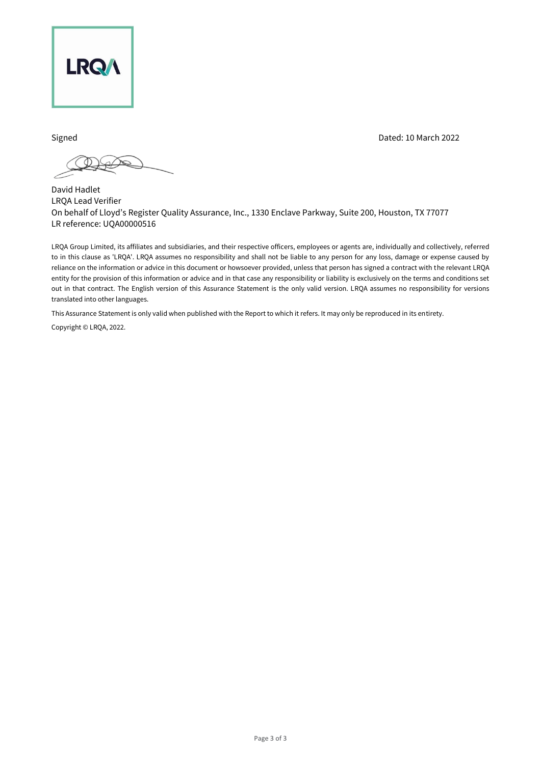Signed

Dated: 10 March 2022

David Hadlet
LRQA Lead Verifier
On behalf of Lloyd's Register Quality Assurance, Inc., 1330 Enclave Parkway, Suite 200, Houston, TX 77077
LR reference: UQA00000516

LRQA Group Limited, its affiliates and subsidiaries, and their respective officers, employees or agents are, individually and collectively, referred to in this clause as 'LRQA'. LRQA assumes no responsibility and shall not be liable to any person for any loss, damage or expense caused by reliance on the information or advice in this document or howsoever provided, unless that person has signed a contract with the relevant LRQA entity for the provision of this information or advice and in that case any responsibility or liability is exclusively on the terms and conditions set out in that contract. The English version of this Assurance Statement is the only valid version. LRQA assumes no responsibility for versions translated into other languages.

This Assurance Statement is only valid when published with the Report to which it refers. It may only be reproduced in its entirety.

Copyright © LRQA, 2022.